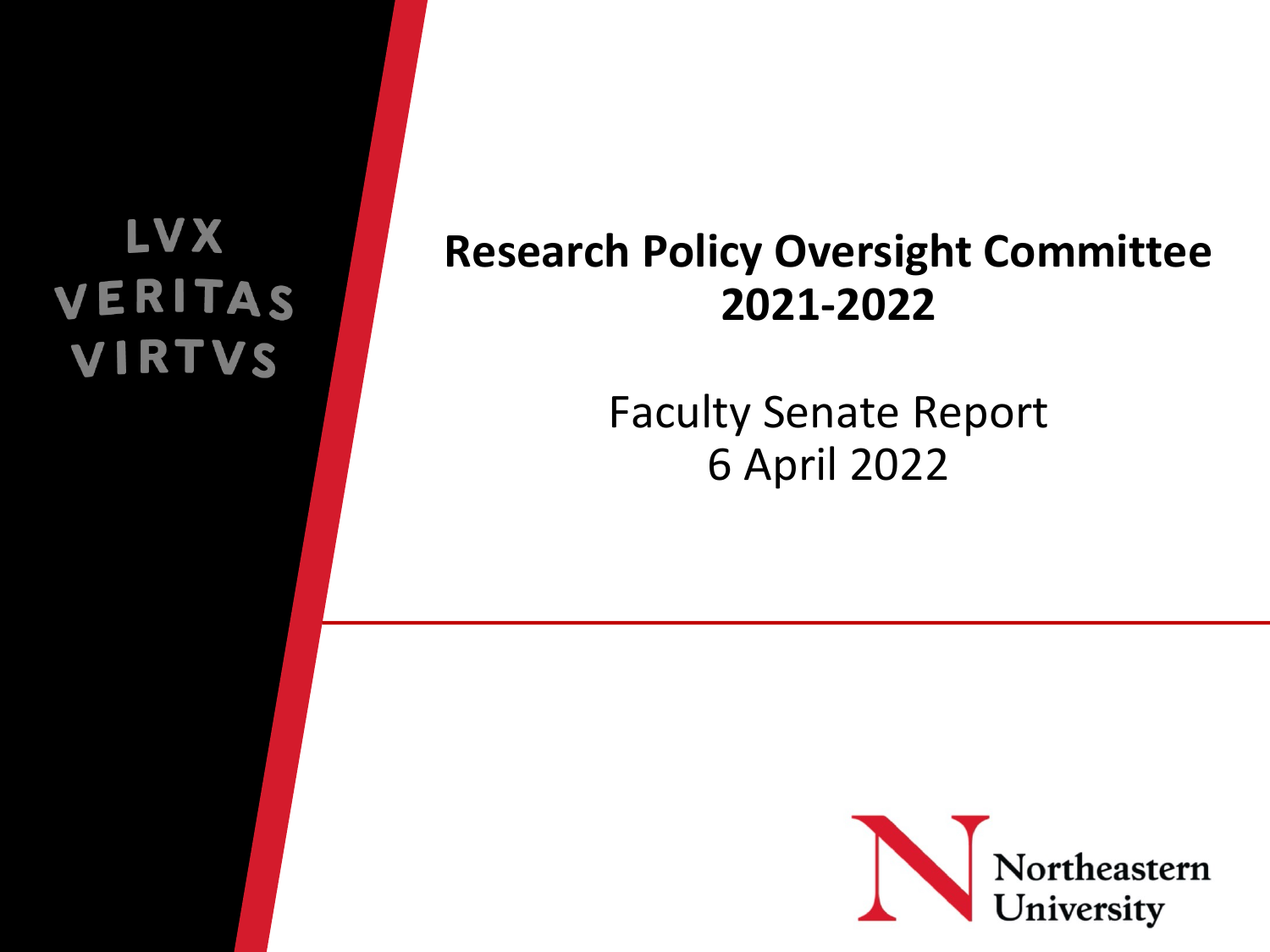LVX
VERITAS
VIRTVS

# Research Policy Oversight Committee 2021-2022

Faculty Senate Report
6 April 2022

Northeastern University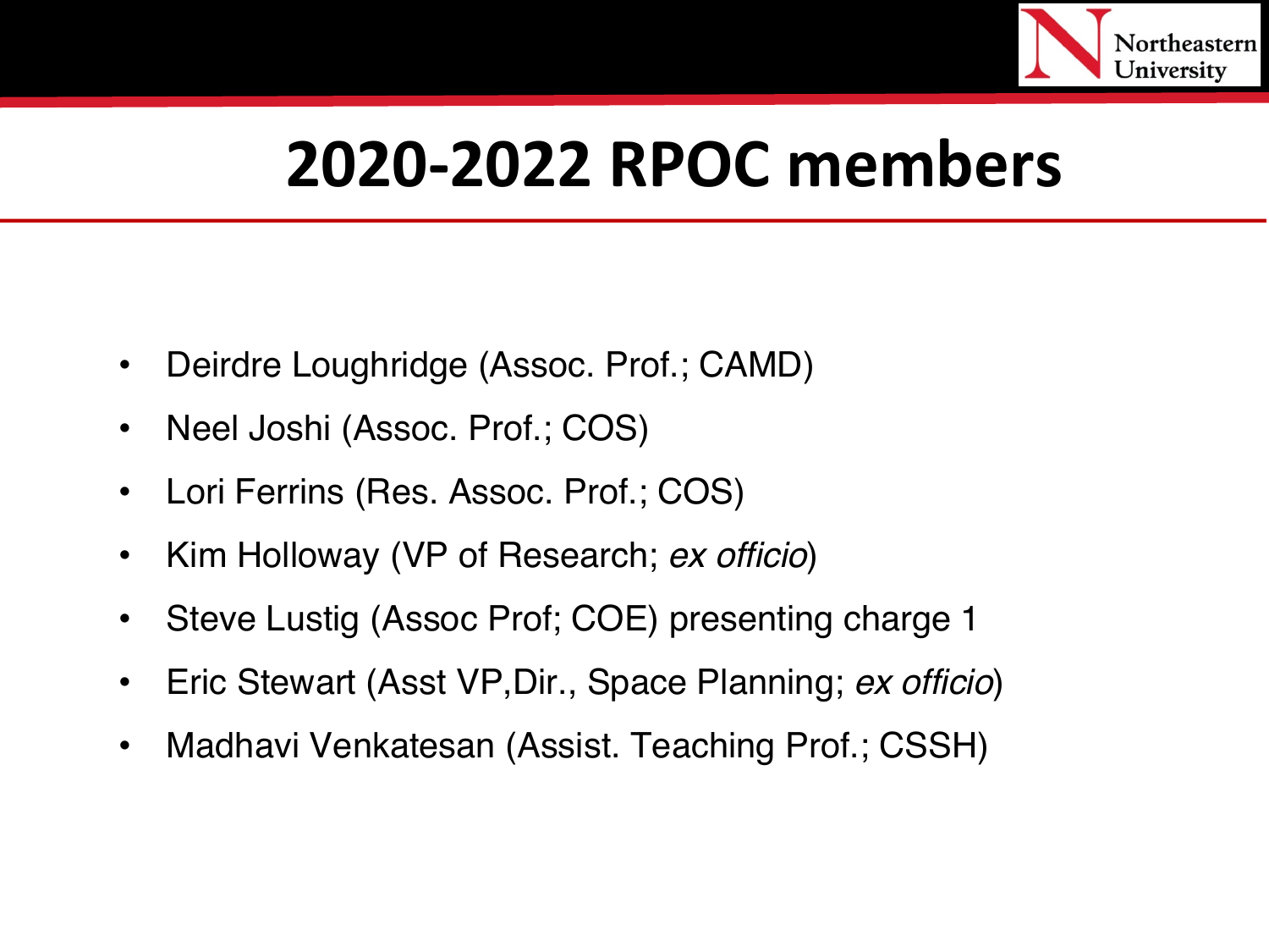# 2020-2022 RPOC members

- Deirdre Loughridge (Assoc. Prof.; CAMD)
- Neel Joshi (Assoc. Prof.; COS)
- Lori Ferrins (Res. Assoc. Prof.; COS)
- Kim Holloway (VP of Research; *ex officio*)
- Steve Lustig (Assoc Prof; COE) presenting charge 1
- Eric Stewart (Asst VP,Dir., Space Planning; *ex officio*)
- Madhavi Venkatesan (Assist. Teaching Prof.; CSSH)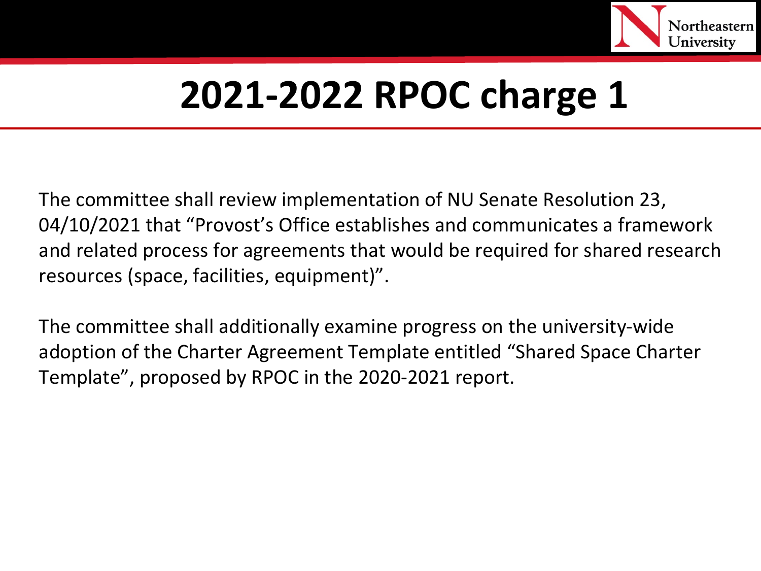# 2021-2022 RPOC charge 1

The committee shall review implementation of NU Senate Resolution 23, 04/10/2021 that "Provost's Office establishes and communicates a framework and related process for agreements that would be required for shared research resources (space, facilities, equipment)".

The committee shall additionally examine progress on the university-wide adoption of the Charter Agreement Template entitled "Shared Space Charter Template", proposed by RPOC in the 2020-2021 report.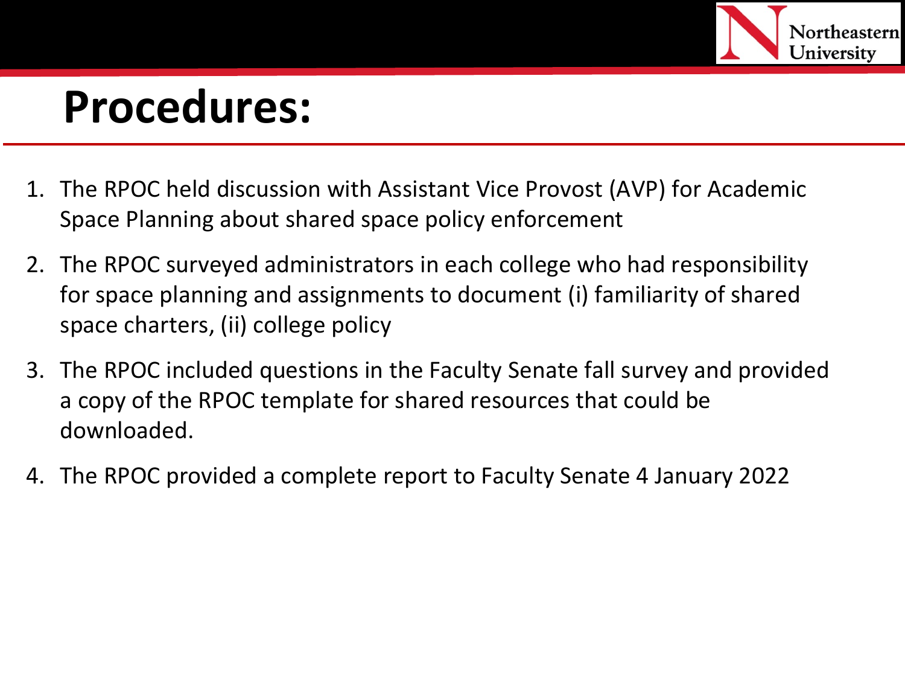# Procedures:

1. The RPOC held discussion with Assistant Vice Provost (AVP) for Academic Space Planning about shared space policy enforcement
2. The RPOC surveyed administrators in each college who had responsibility for space planning and assignments to document (i) familiarity of shared space charters, (ii) college policy
3. The RPOC included questions in the Faculty Senate fall survey and provided a copy of the RPOC template for shared resources that could be downloaded.
4. The RPOC provided a complete report to Faculty Senate 4 January 2022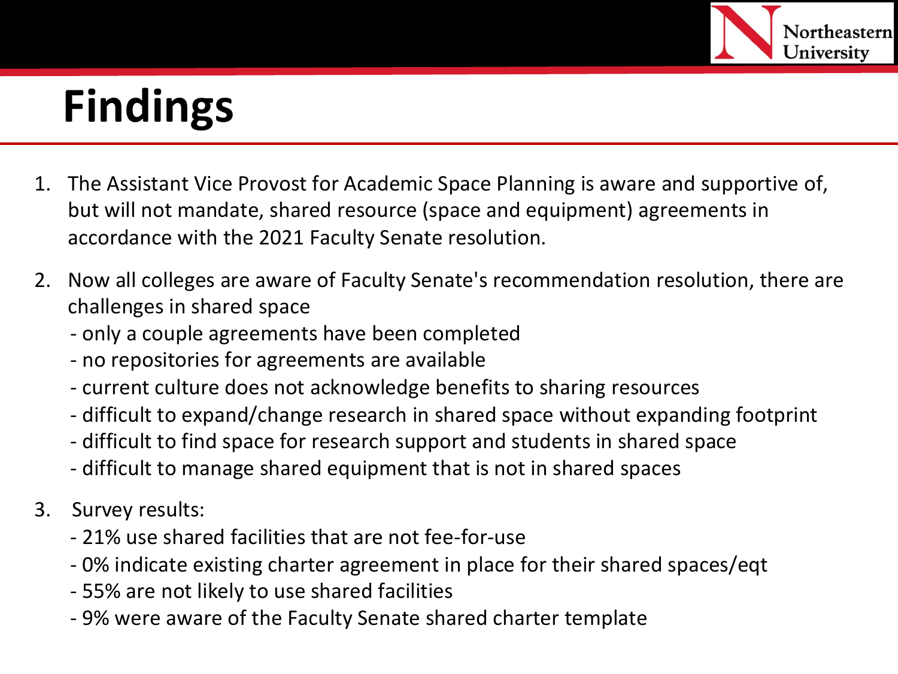# Findings

1. The Assistant Vice Provost for Academic Space Planning is aware and supportive of, but will not mandate, shared resource (space and equipment) agreements in accordance with the 2021 Faculty Senate resolution.

2. Now all colleges are aware of Faculty Senate's recommendation resolution, there are challenges in shared space
   - only a couple agreements have been completed
   - no repositories for agreements are available
   - current culture does not acknowledge benefits to sharing resources
   - difficult to expand/change research in shared space without expanding footprint
   - difficult to find space for research support and students in shared space
   - difficult to manage shared equipment that is not in shared spaces

3. Survey results:
   - 21% use shared facilities that are not fee-for-use
   - 0% indicate existing charter agreement in place for their shared spaces/eqt
   - 55% are not likely to use shared facilities
   - 9% were aware of the Faculty Senate shared charter template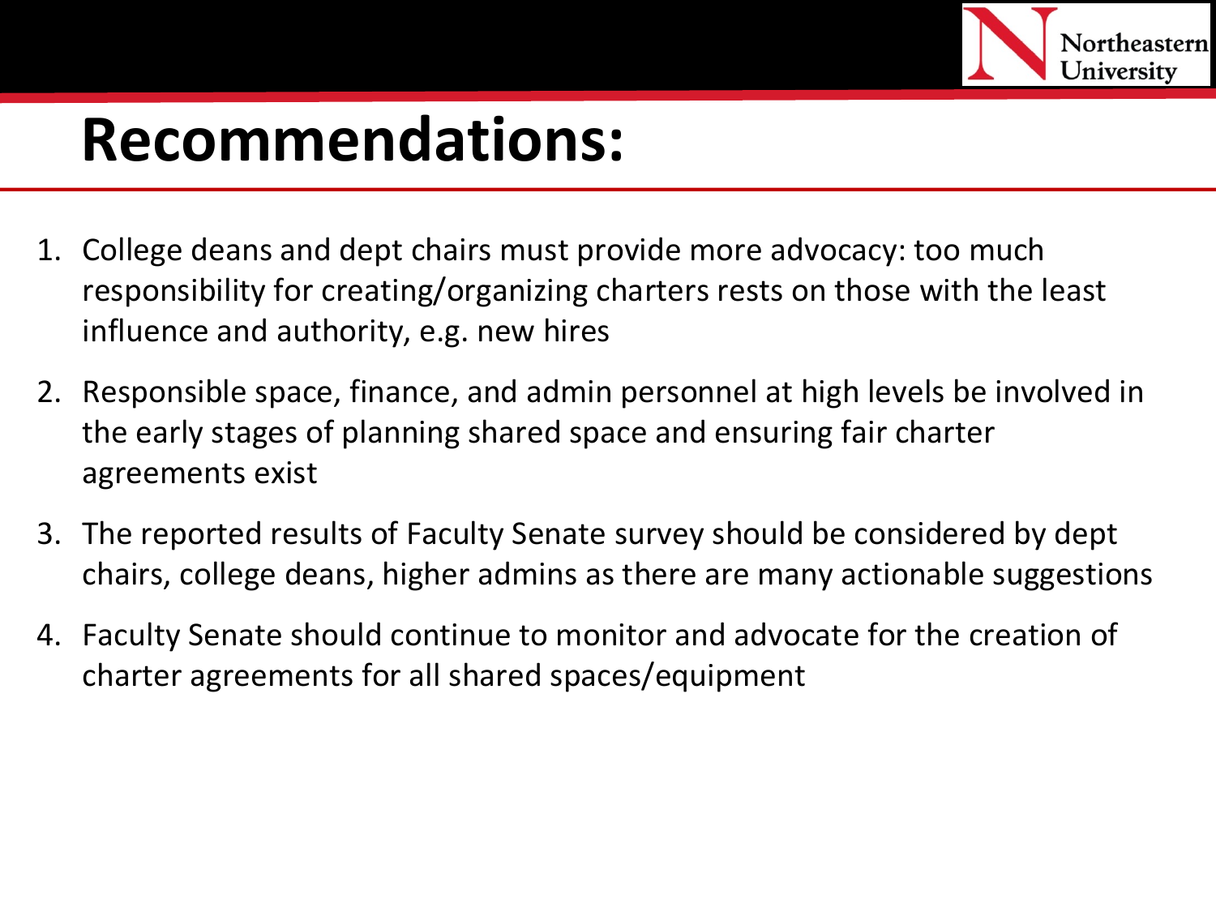# Recommendations:

1. College deans and dept chairs must provide more advocacy: too much responsibility for creating/organizing charters rests on those with the least influence and authority, e.g. new hires
2. Responsible space, finance, and admin personnel at high levels be involved in the early stages of planning shared space and ensuring fair charter agreements exist
3. The reported results of Faculty Senate survey should be considered by dept chairs, college deans, higher admins as there are many actionable suggestions
4. Faculty Senate should continue to monitor and advocate for the creation of charter agreements for all shared spaces/equipment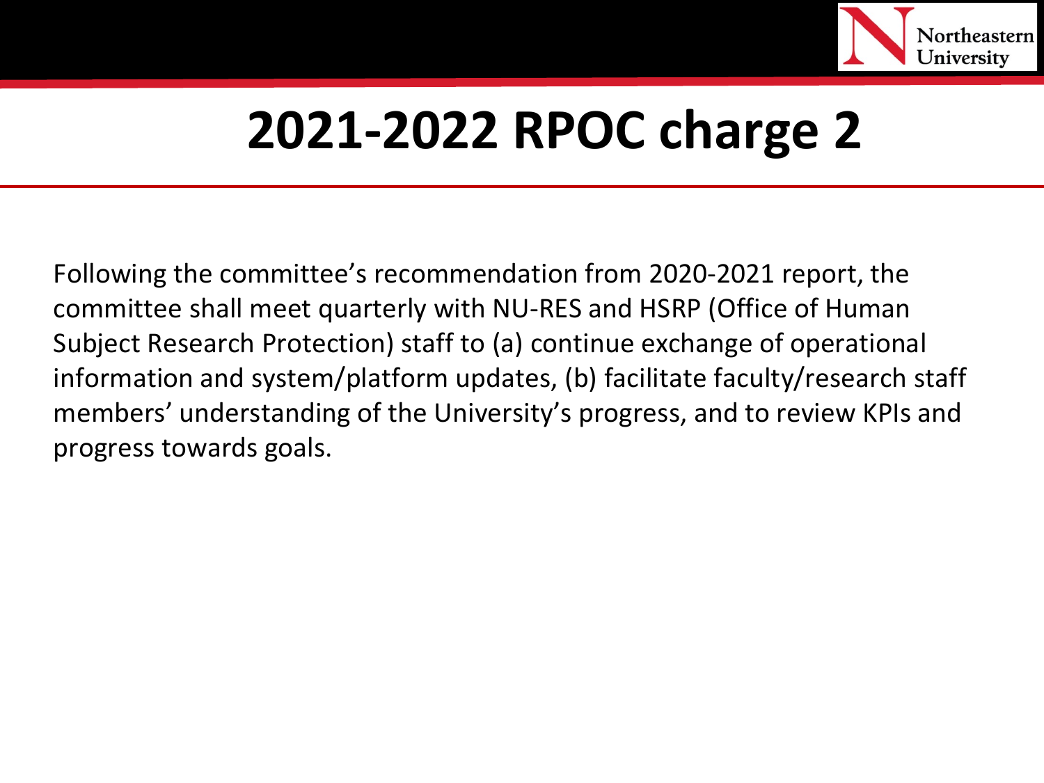# 2021-2022 RPOC charge 2

Following the committee's recommendation from 2020-2021 report, the committee shall meet quarterly with NU-RES and HSRP (Office of Human Subject Research Protection) staff to (a) continue exchange of operational information and system/platform updates, (b) facilitate faculty/research staff members' understanding of the University's progress, and to review KPIs and progress towards goals.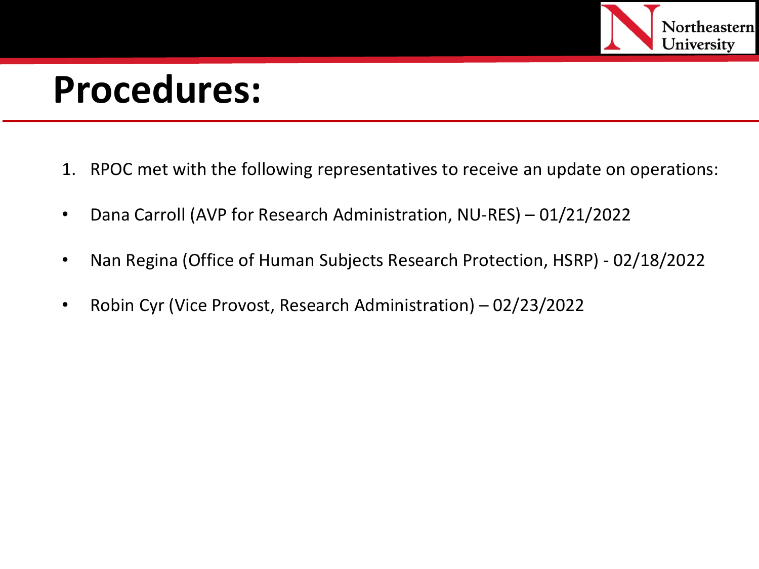# Procedures:

1. RPOC met with the following representatives to receive an update on operations:

- Dana Carroll (AVP for Research Administration, NU-RES) – 01/21/2022
- Nan Regina (Office of Human Subjects Research Protection, HSRP) - 02/18/2022
- Robin Cyr (Vice Provost, Research Administration) – 02/23/2022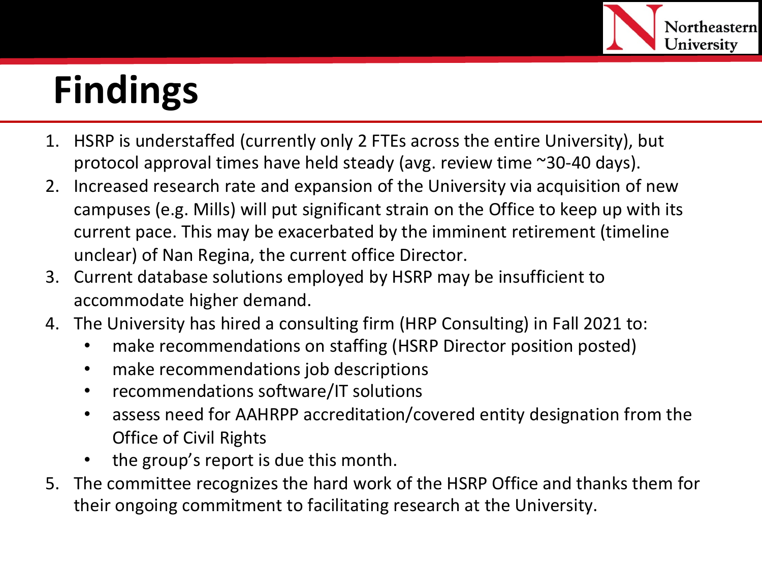# Findings

1. HSRP is understaffed (currently only 2 FTEs across the entire University), but protocol approval times have held steady (avg. review time ~30-40 days).
2. Increased research rate and expansion of the University via acquisition of new campuses (e.g. Mills) will put significant strain on the Office to keep up with its current pace. This may be exacerbated by the imminent retirement (timeline unclear) of Nan Regina, the current office Director.
3. Current database solutions employed by HSRP may be insufficient to accommodate higher demand.
4. The University has hired a consulting firm (HRP Consulting) in Fall 2021 to:
   - make recommendations on staffing (HSRP Director position posted)
   - make recommendations job descriptions
   - recommendations software/IT solutions
   - assess need for AAHRPP accreditation/covered entity designation from the Office of Civil Rights
   - the group's report is due this month.
5. The committee recognizes the hard work of the HSRP Office and thanks them for their ongoing commitment to facilitating research at the University.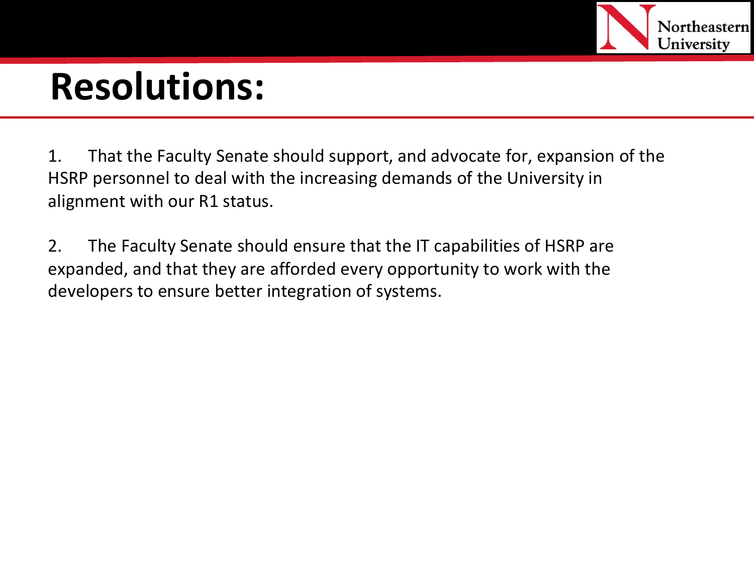# Resolutions:

1. That the Faculty Senate should support, and advocate for, expansion of the HSRP personnel to deal with the increasing demands of the University in alignment with our R1 status.

2. The Faculty Senate should ensure that the IT capabilities of HSRP are expanded, and that they are afforded every opportunity to work with the developers to ensure better integration of systems.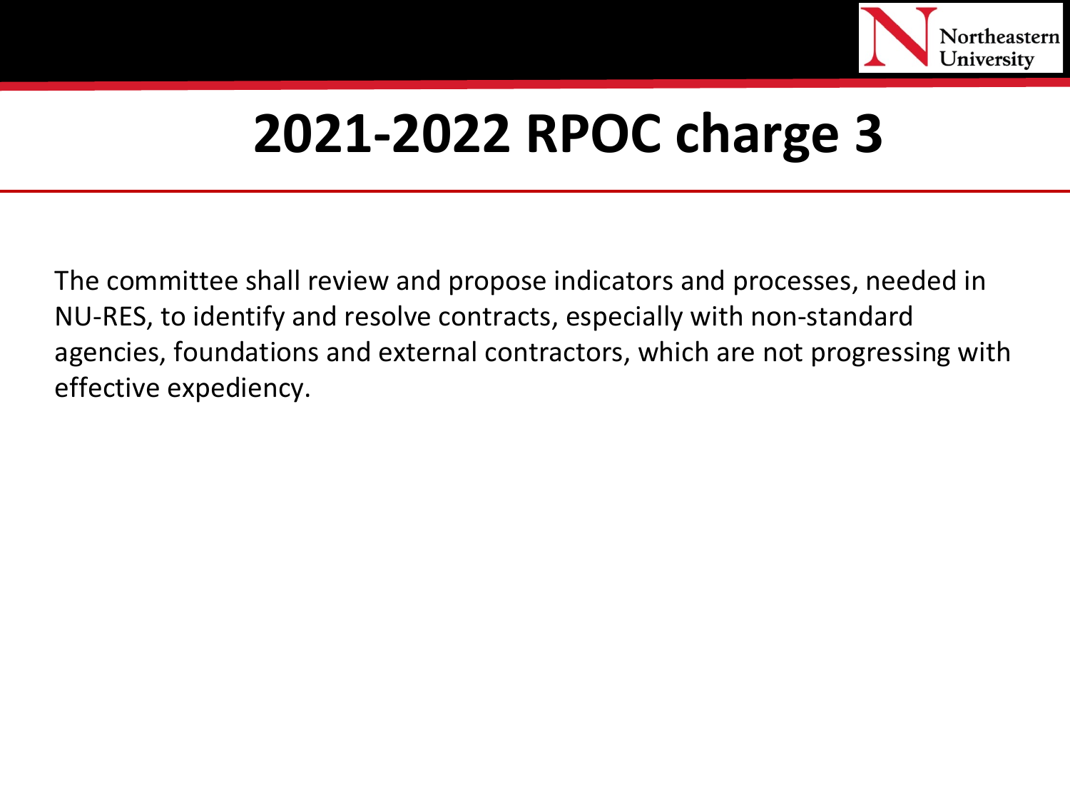# 2021-2022 RPOC charge 3

The committee shall review and propose indicators and processes, needed in NU-RES, to identify and resolve contracts, especially with non-standard agencies, foundations and external contractors, which are not progressing with effective expediency.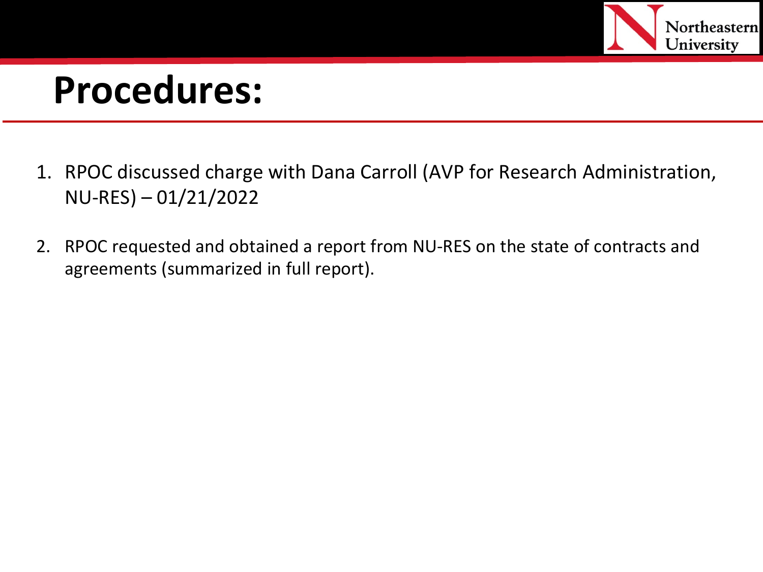# Procedures:

1. RPOC discussed charge with Dana Carroll (AVP for Research Administration, NU-RES) – 01/21/2022

2. RPOC requested and obtained a report from NU-RES on the state of contracts and agreements (summarized in full report).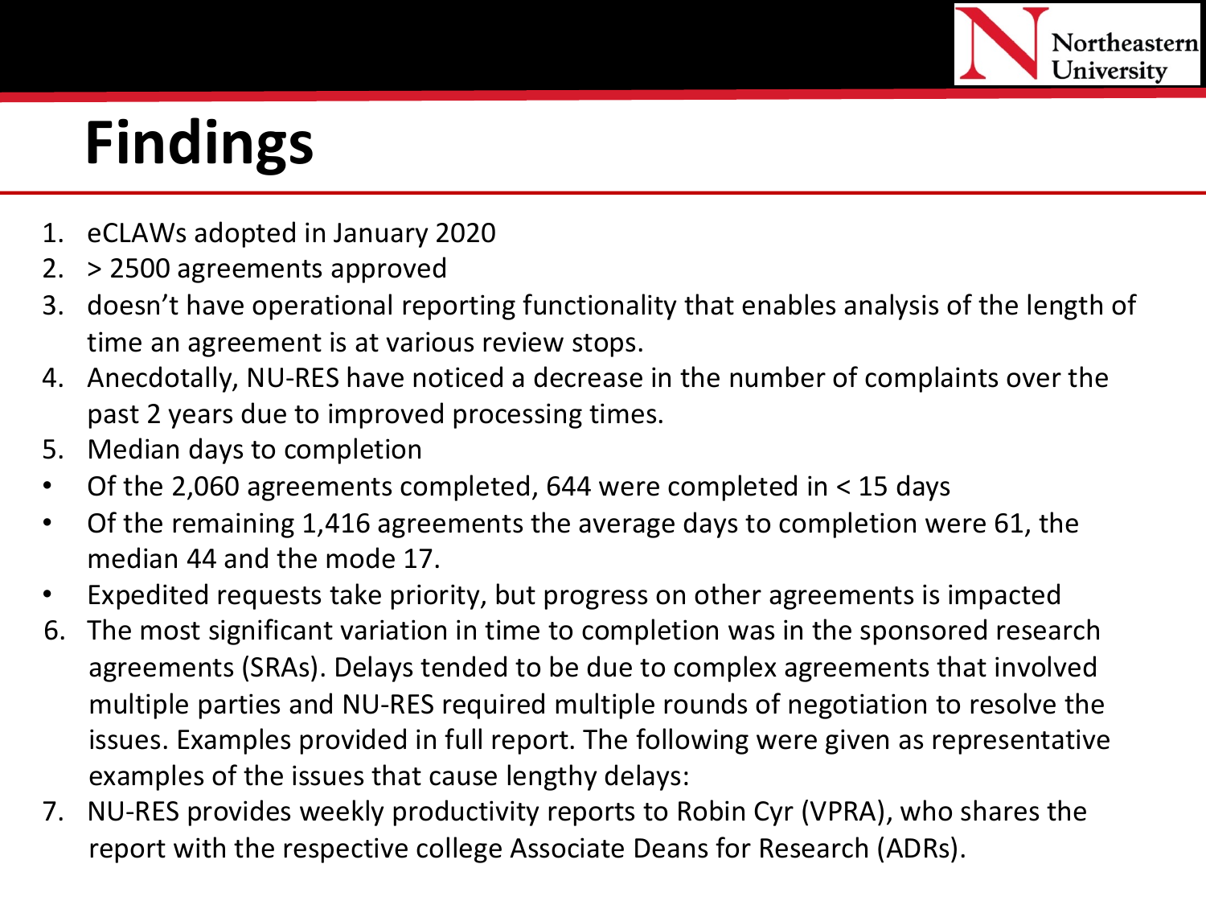# Findings

1. eCLAWs adopted in January 2020
2. > 2500 agreements approved
3. doesn't have operational reporting functionality that enables analysis of the length of time an agreement is at various review stops.
4. Anecdotally, NU-RES have noticed a decrease in the number of complaints over the past 2 years due to improved processing times.
5. Median days to completion

- Of the 2,060 agreements completed, 644 were completed in < 15 days
- Of the remaining 1,416 agreements the average days to completion were 61, the median 44 and the mode 17.
- Expedited requests take priority, but progress on other agreements is impacted

6. The most significant variation in time to completion was in the sponsored research agreements (SRAs). Delays tended to be due to complex agreements that involved multiple parties and NU-RES required multiple rounds of negotiation to resolve the issues. Examples provided in full report. The following were given as representative examples of the issues that cause lengthy delays:
7. NU-RES provides weekly productivity reports to Robin Cyr (VPRA), who shares the report with the respective college Associate Deans for Research (ADRs).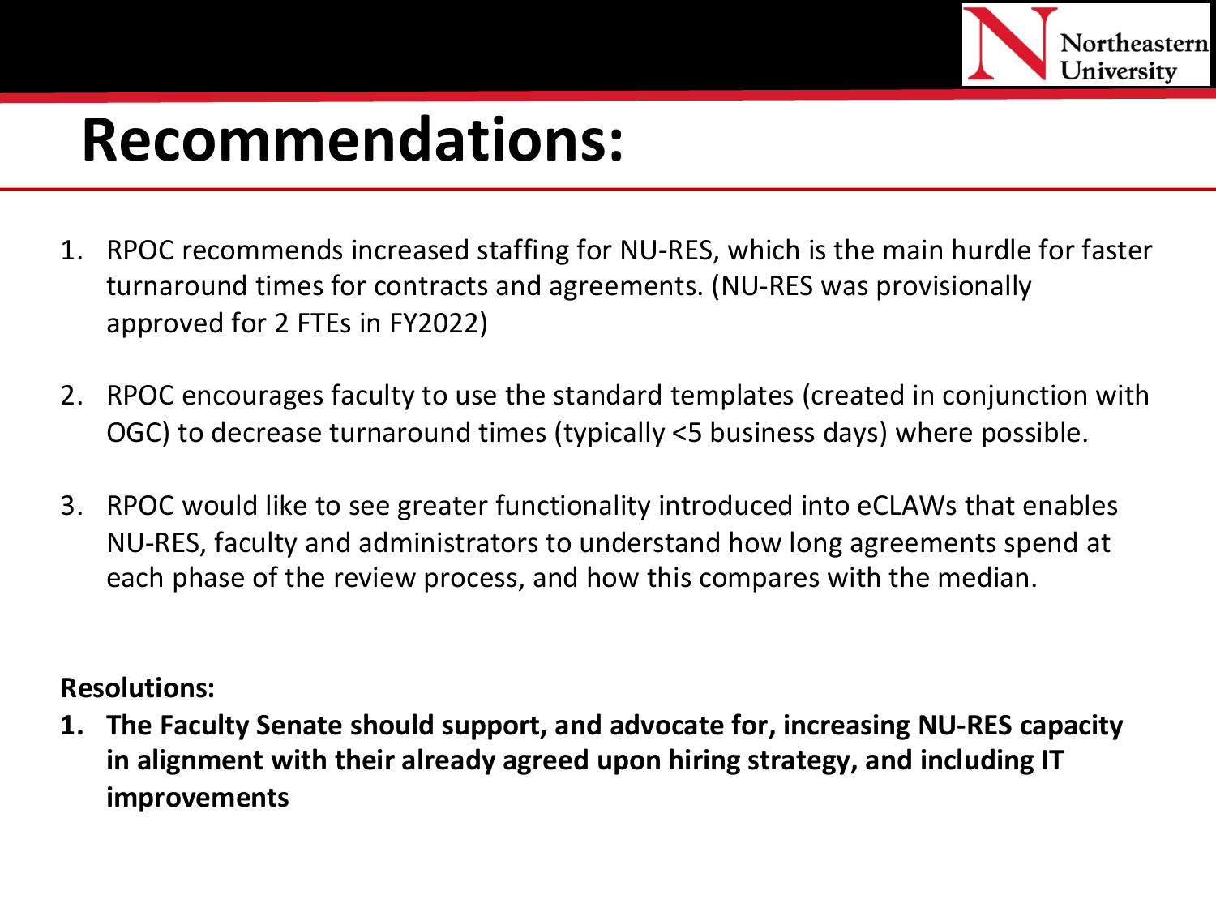# Recommendations:

1. RPOC recommends increased staffing for NU-RES, which is the main hurdle for faster turnaround times for contracts and agreements. (NU-RES was provisionally approved for 2 FTEs in FY2022)

2. RPOC encourages faculty to use the standard templates (created in conjunction with OGC) to decrease turnaround times (typically <5 business days) where possible.

3. RPOC would like to see greater functionality introduced into eCLAWs that enables NU-RES, faculty and administrators to understand how long agreements spend at each phase of the review process, and how this compares with the median.

**Resolutions:**

1. **The Faculty Senate should support, and advocate for, increasing NU-RES capacity in alignment with their already agreed upon hiring strategy, and including IT improvements**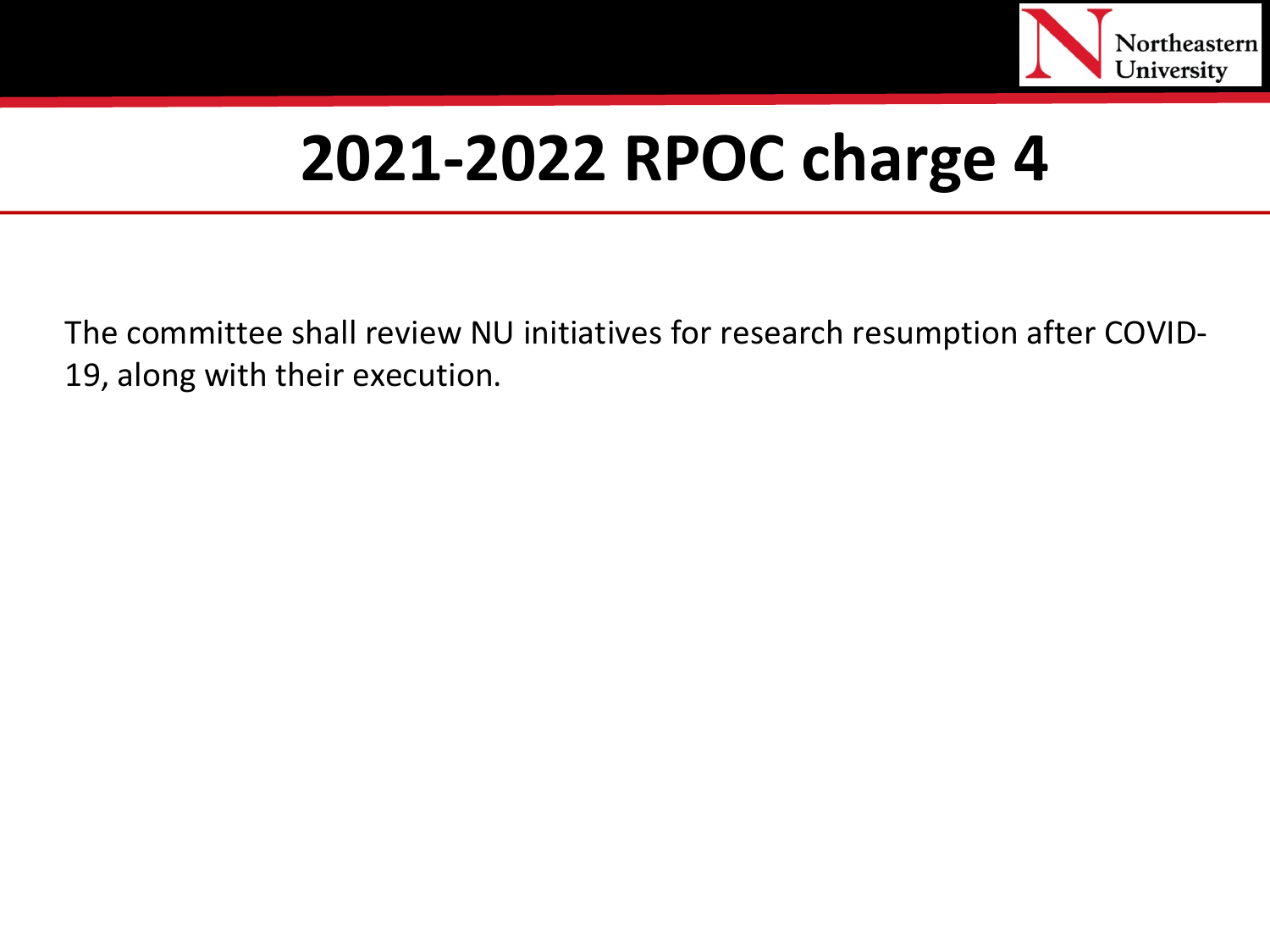# 2021-2022 RPOC charge 4

The committee shall review NU initiatives for research resumption after COVID-19, along with their execution.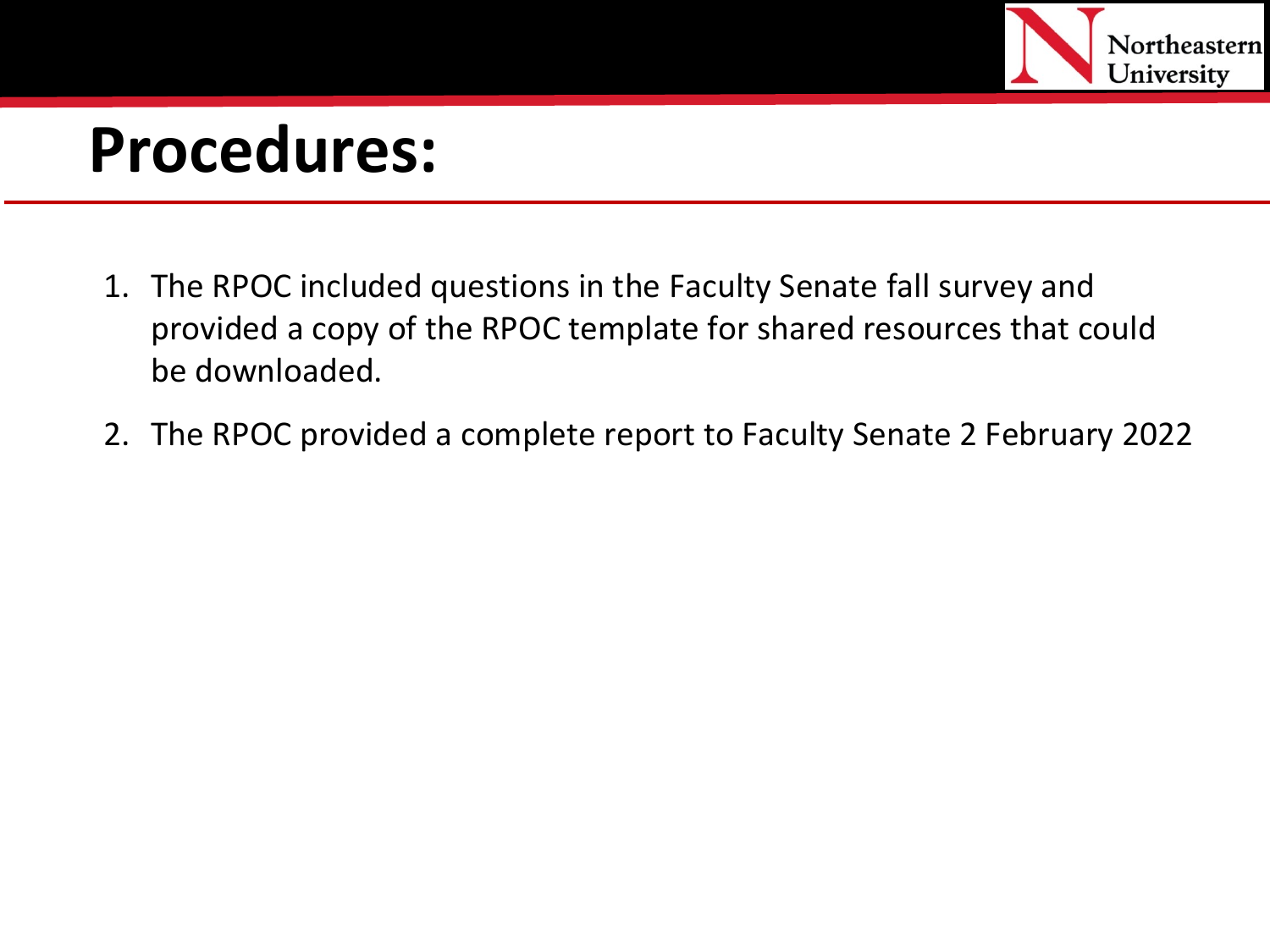# Procedures:

1. The RPOC included questions in the Faculty Senate fall survey and provided a copy of the RPOC template for shared resources that could be downloaded.
2. The RPOC provided a complete report to Faculty Senate 2 February 2022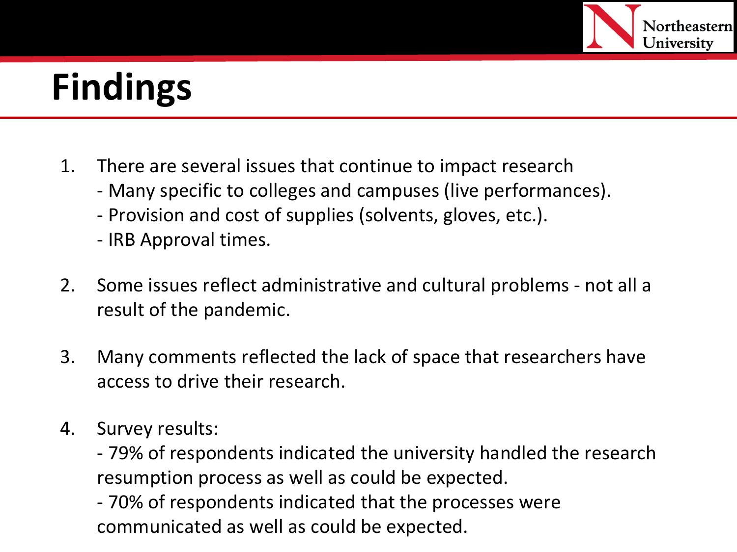# Findings

1. There are several issues that continue to impact research
   - Many specific to colleges and campuses (live performances).
   - Provision and cost of supplies (solvents, gloves, etc.).
   - IRB Approval times.

2. Some issues reflect administrative and cultural problems - not all a result of the pandemic.

3. Many comments reflected the lack of space that researchers have access to drive their research.

4. Survey results:
   - 79% of respondents indicated the university handled the research resumption process as well as could be expected.
   - 70% of respondents indicated that the processes were communicated as well as could be expected.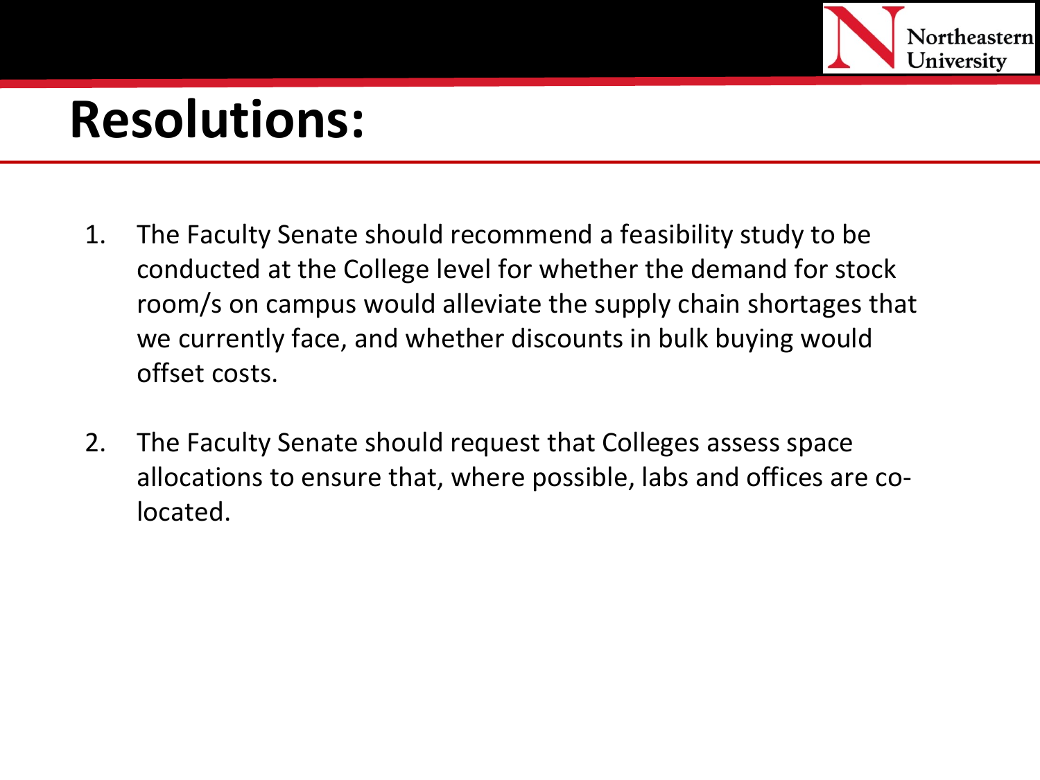# Resolutions:

1. The Faculty Senate should recommend a feasibility study to be conducted at the College level for whether the demand for stock room/s on campus would alleviate the supply chain shortages that we currently face, and whether discounts in bulk buying would offset costs.

2. The Faculty Senate should request that Colleges assess space allocations to ensure that, where possible, labs and offices are co-located.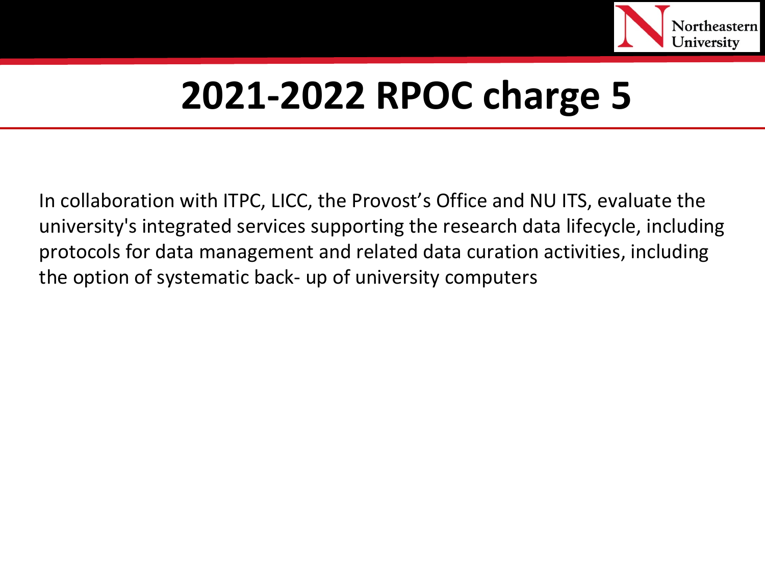# 2021-2022 RPOC charge 5

In collaboration with ITPC, LICC, the Provost's Office and NU ITS, evaluate the university's integrated services supporting the research data lifecycle, including protocols for data management and related data curation activities, including the option of systematic back- up of university computers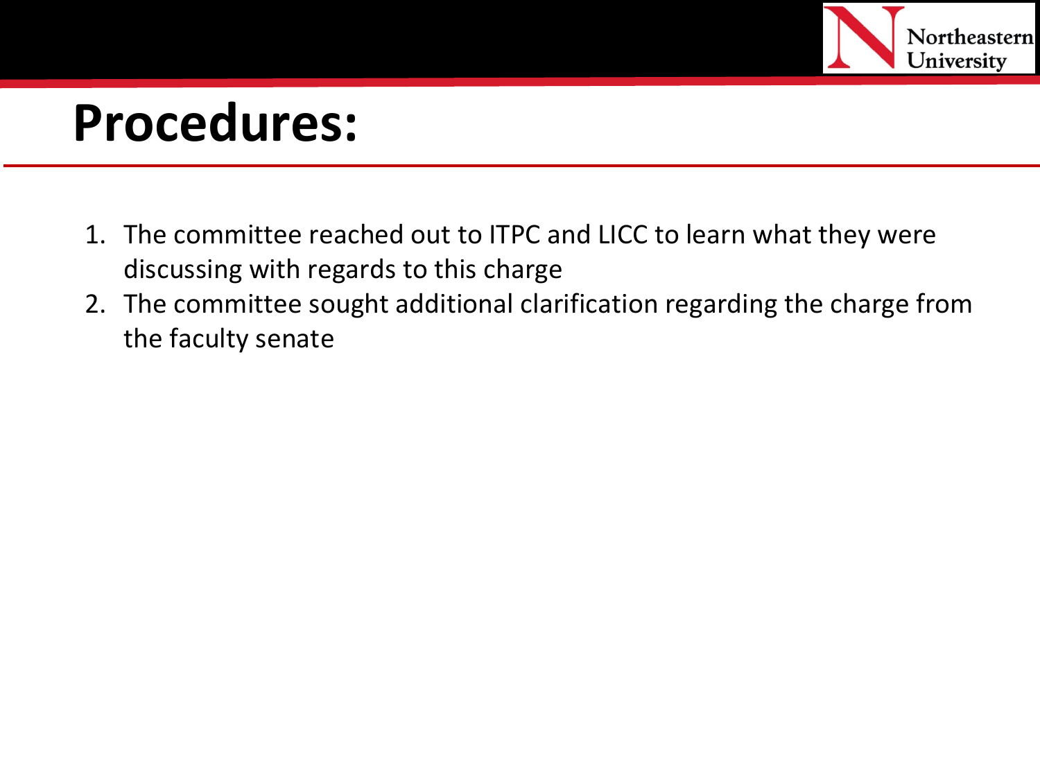# Procedures:

1. The committee reached out to ITPC and LICC to learn what they were discussing with regards to this charge
2. The committee sought additional clarification regarding the charge from the faculty senate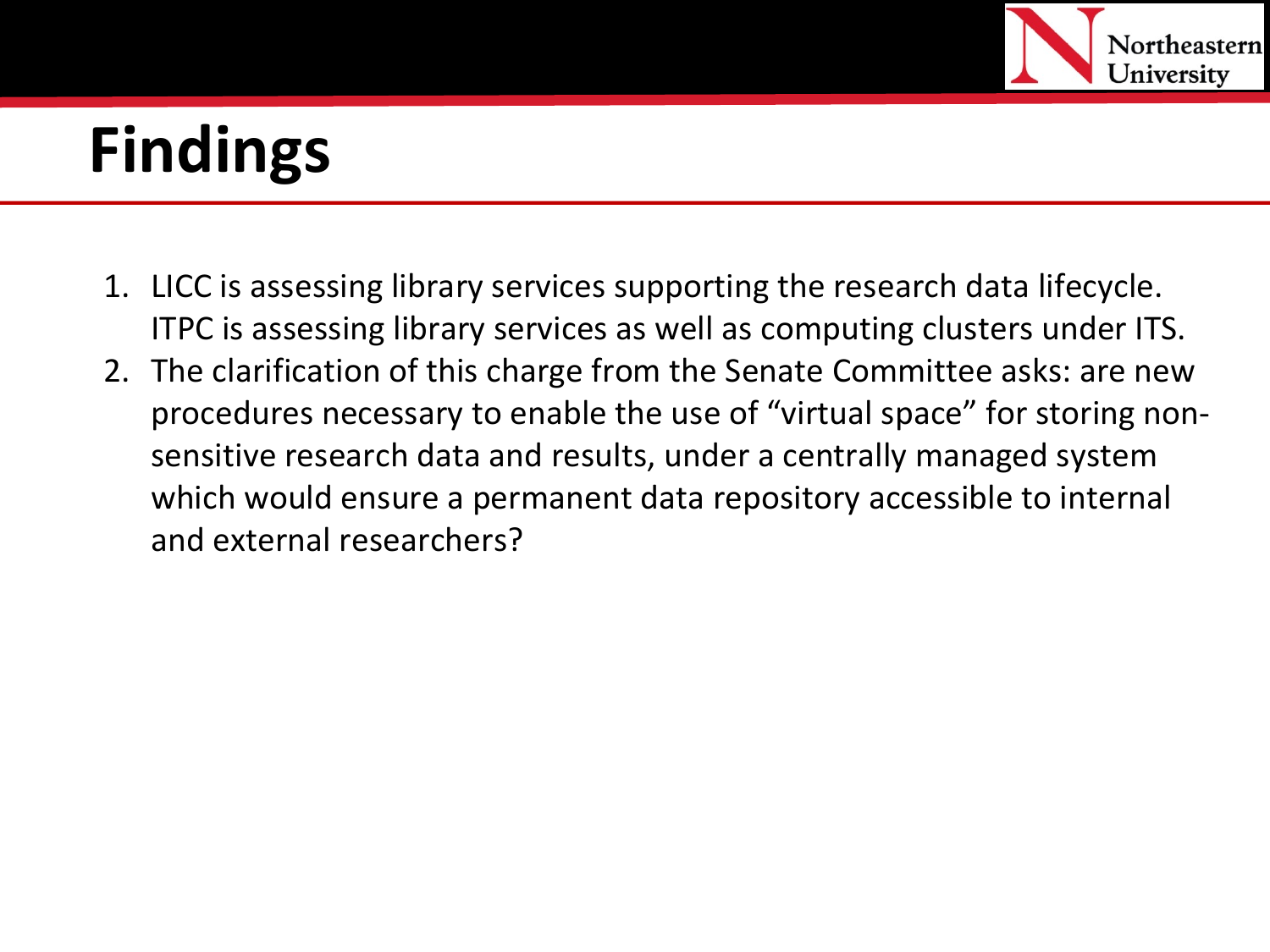# Findings

1. LICC is assessing library services supporting the research data lifecycle. ITPC is assessing library services as well as computing clusters under ITS.
2. The clarification of this charge from the Senate Committee asks: are new procedures necessary to enable the use of "virtual space" for storing non-sensitive research data and results, under a centrally managed system which would ensure a permanent data repository accessible to internal and external researchers?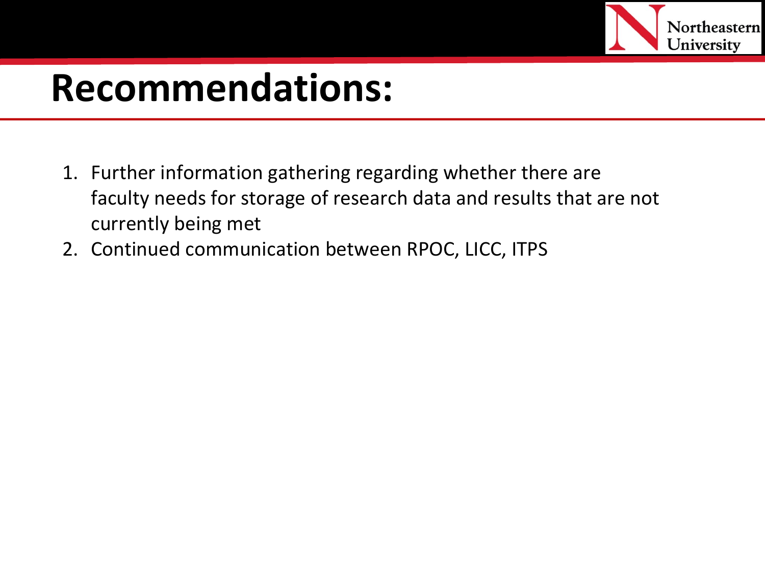# Recommendations:

1. Further information gathering regarding whether there are faculty needs for storage of research data and results that are not currently being met
2. Continued communication between RPOC, LICC, ITPS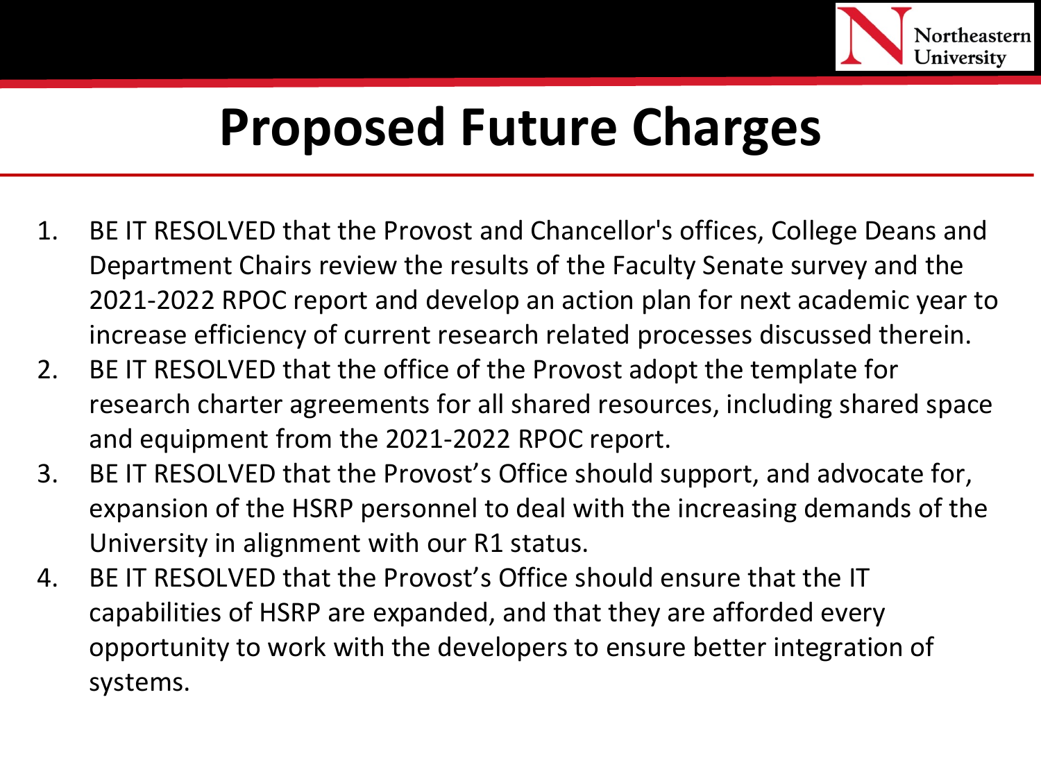# Proposed Future Charges

1. BE IT RESOLVED that the Provost and Chancellor's offices, College Deans and Department Chairs review the results of the Faculty Senate survey and the 2021-2022 RPOC report and develop an action plan for next academic year to increase efficiency of current research related processes discussed therein.
2. BE IT RESOLVED that the office of the Provost adopt the template for research charter agreements for all shared resources, including shared space and equipment from the 2021-2022 RPOC report.
3. BE IT RESOLVED that the Provost's Office should support, and advocate for, expansion of the HSRP personnel to deal with the increasing demands of the University in alignment with our R1 status.
4. BE IT RESOLVED that the Provost's Office should ensure that the IT capabilities of HSRP are expanded, and that they are afforded every opportunity to work with the developers to ensure better integration of systems.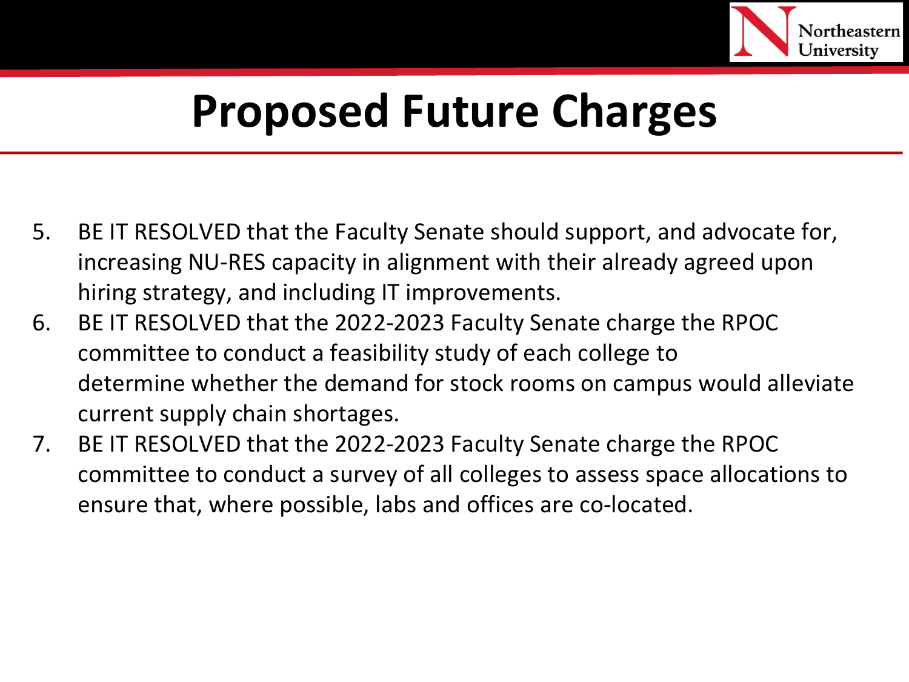# Proposed Future Charges

5. BE IT RESOLVED that the Faculty Senate should support, and advocate for, increasing NU-RES capacity in alignment with their already agreed upon hiring strategy, and including IT improvements.
6. BE IT RESOLVED that the 2022-2023 Faculty Senate charge the RPOC committee to conduct a feasibility study of each college to determine whether the demand for stock rooms on campus would alleviate current supply chain shortages.
7. BE IT RESOLVED that the 2022-2023 Faculty Senate charge the RPOC committee to conduct a survey of all colleges to assess space allocations to ensure that, where possible, labs and offices are co-located.